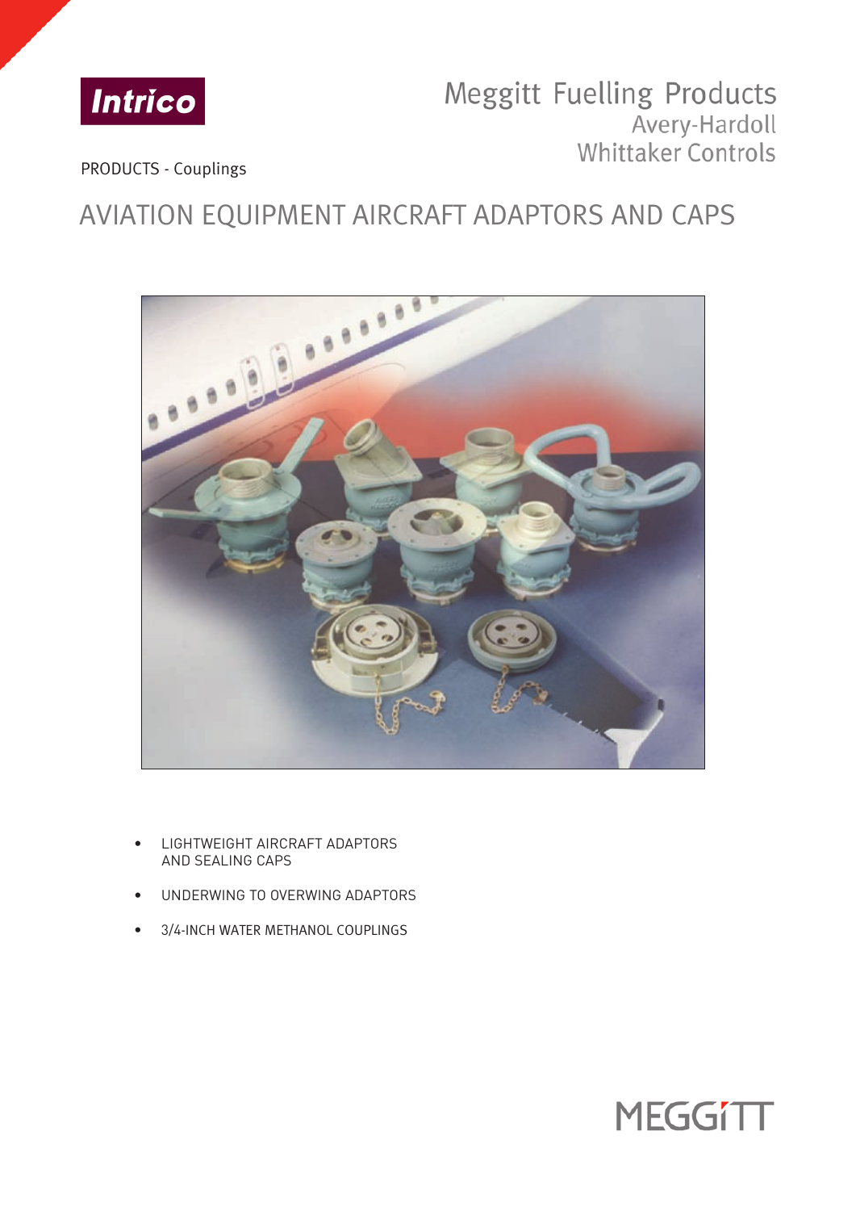Intrico

Meggitt Fuelling Products
Avery-Hardoll
Whittaker Controls

PRODUCTS - Couplings

# AVIATION EQUIPMENT AIRCRAFT ADAPTORS AND CAPS

- LIGHTWEIGHT AIRCRAFT ADAPTORS AND SEALING CAPS
- UNDERWING TO OVERWING ADAPTORS
- 3/4-INCH WATER METHANOL COUPLINGS

MEGGITT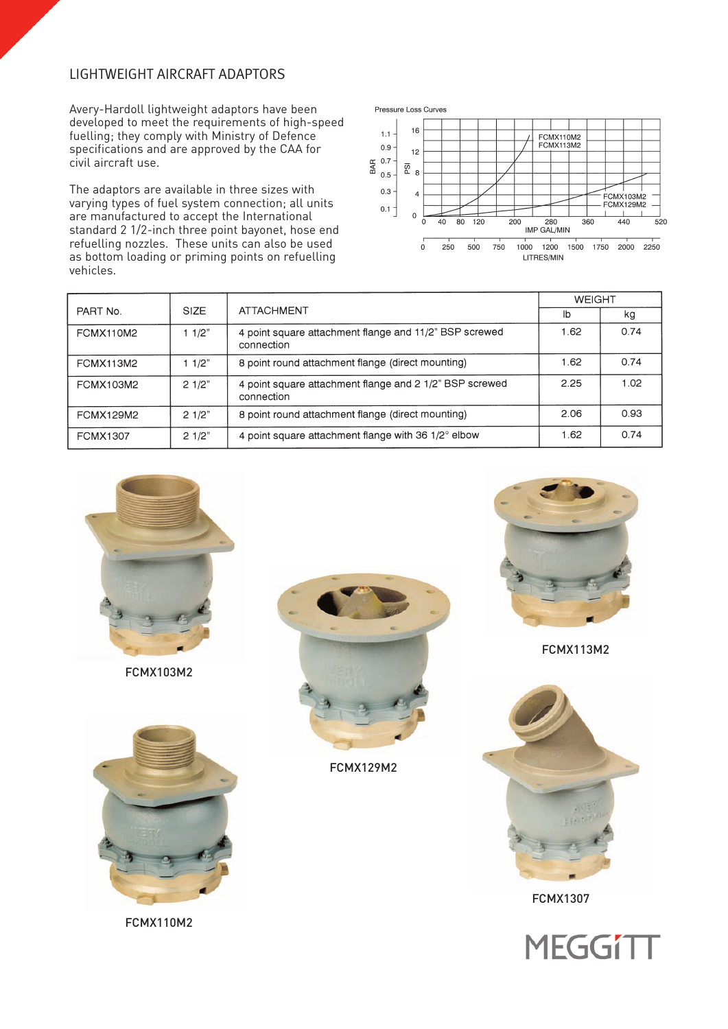## LIGHTWEIGHT AIRCRAFT ADAPTORS

Avery-Hardoll lightweight adaptors have been developed to meet the requirements of high-speed fuelling; they comply with Ministry of Defence specifications and are approved by the CAA for civil aircraft use.

The adaptors are available in three sizes with varying types of fuel system connection; all units are manufactured to accept the International standard 2 1/2-inch three point bayonet, hose end refuelling nozzles. These units can also be used as bottom loading or priming points on refuelling vehicles.

Pressure Loss Curves

| PART No. | SIZE | ATTACHMENT | WEIGHT | |
|---|---|---|---|---|
| | | | lb | kg |
| FCMX110M2 | 1 1/2" | 4 point square attachment flange and 11/2" BSP screwed connection | 1.62 | 0.74 |
| FCMX113M2 | 1 1/2" | 8 point round attachment flange (direct mounting) | 1.62 | 0.74 |
| FCMX103M2 | 2 1/2" | 4 point square attachment flange and 2 1/2" BSP screwed connection | 2.25 | 1.02 |
| FCMX129M2 | 2 1/2" | 8 point round attachment flange (direct mounting) | 2.06 | 0.93 |
| FCMX1307 | 2 1/2" | 4 point square attachment flange with 36 1/2° elbow | 1.62 | 0.74 |

FCMX103M2

FCMX129M2

FCMX113M2

FCMX110M2

FCMX1307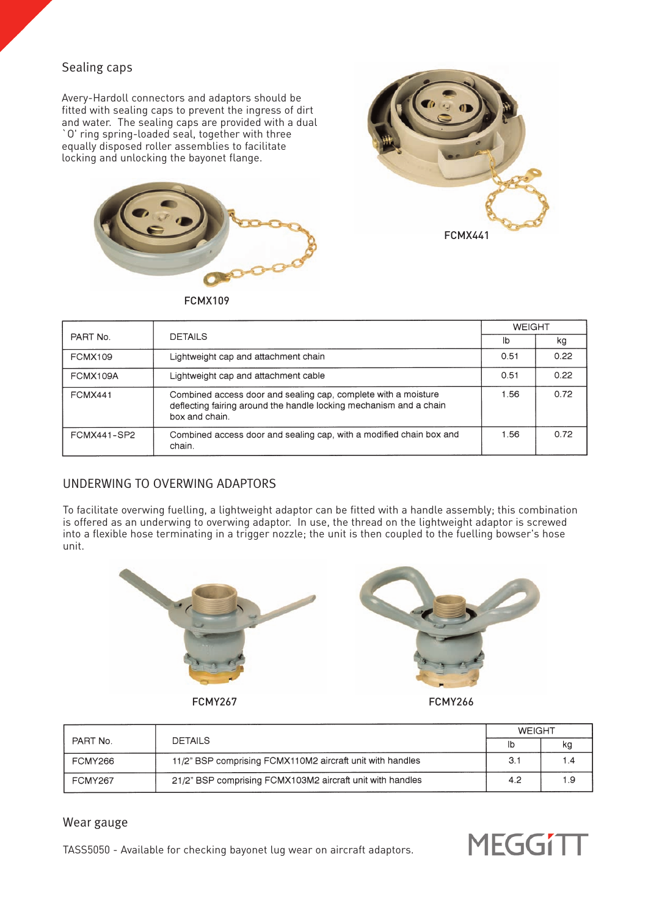## Sealing caps

Avery-Hardoll connectors and adaptors should be fitted with sealing caps to prevent the ingress of dirt and water. The sealing caps are provided with a dual `O' ring spring-loaded seal, together with three equally disposed roller assemblies to facilitate locking and unlocking the bayonet flange.

FCMX441

FCMX109

| PART No. | DETAILS | WEIGHT | |
|---|---|---|---|
| | | lb | kg |
| FCMX109 | Lightweight cap and attachment chain | 0.51 | 0.22 |
| FCMX109A | Lightweight cap and attachment cable | 0.51 | 0.22 |
| FCMX441 | Combined access door and sealing cap, complete with a moisture deflecting fairing around the handle locking mechanism and a chain box and chain. | 1.56 | 0.72 |
| FCMX441-SP2 | Combined access door and sealing cap, with a modified chain box and chain. | 1.56 | 0.72 |

## UNDERWING TO OVERWING ADAPTORS

To facilitate overwing fuelling, a lightweight adaptor can be fitted with a handle assembly; this combination is offered as an underwing to overwing adaptor. In use, the thread on the lightweight adaptor is screwed into a flexible hose terminating in a trigger nozzle; the unit is then coupled to the fuelling bowser's hose unit.

FCMY267

FCMY266

| PART No. | DETAILS | WEIGHT | |
|---|---|---|---|
| | | lb | kg |
| FCMY266 | 11/2" BSP comprising FCMX110M2 aircraft unit with handles | 3.1 | 1.4 |
| FCMY267 | 21/2" BSP comprising FCMX103M2 aircraft unit with handles | 4.2 | 1.9 |

## Wear gauge

TASS5050 - Available for checking bayonet lug wear on aircraft adaptors.

MEGGiTT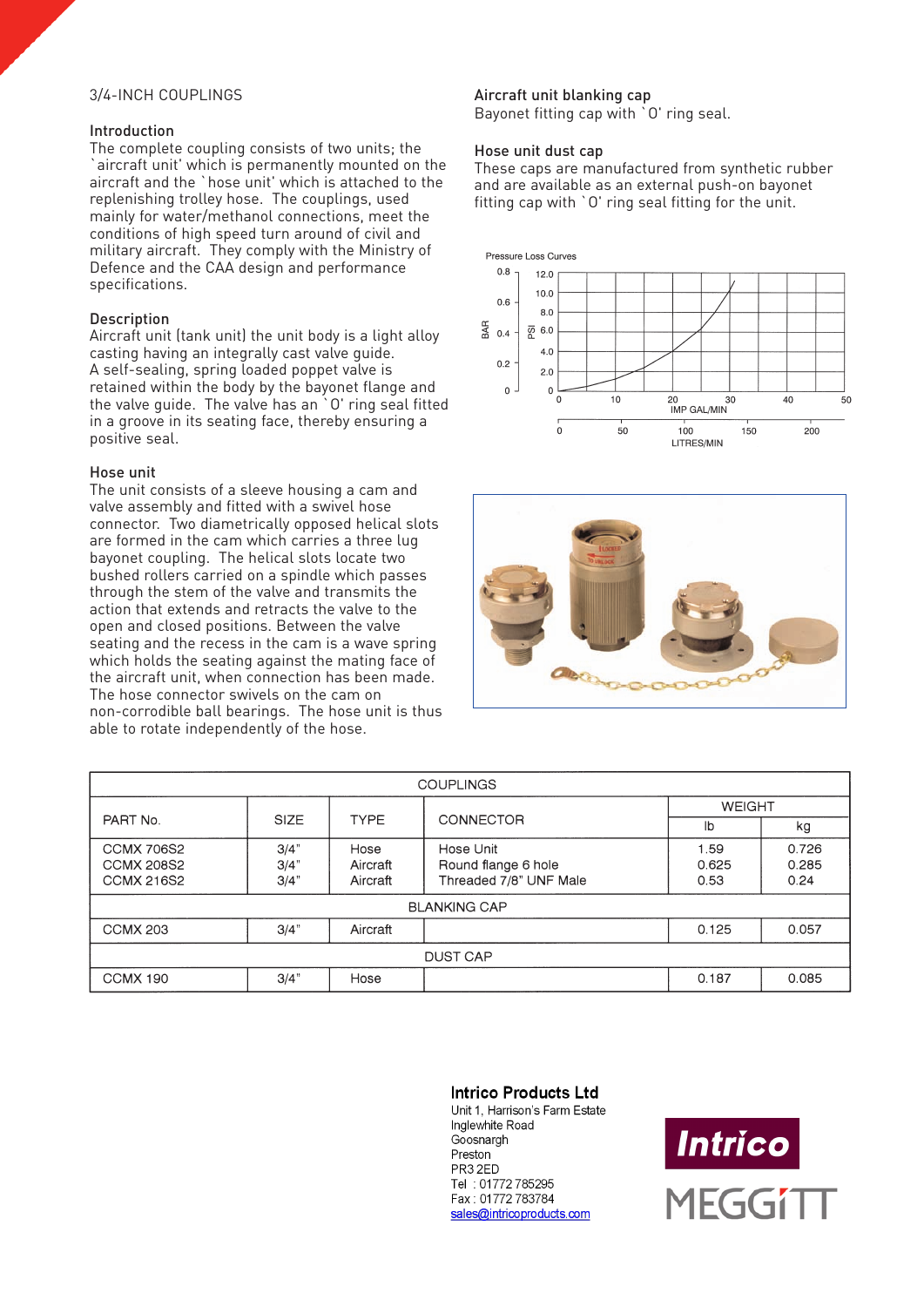# 3/4-INCH COUPLINGS

## Introduction

The complete coupling consists of two units; the `aircraft unit' which is permanently mounted on the aircraft and the `hose unit' which is attached to the replenishing trolley hose. The couplings, used mainly for water/methanol connections, meet the conditions of high speed turn around of civil and military aircraft. They comply with the Ministry of Defence and the CAA design and performance specifications.

## Description

Aircraft unit (tank unit) the unit body is a light alloy casting having an integrally cast valve guide.
A self-sealing, spring loaded poppet valve is retained within the body by the bayonet flange and the valve guide. The valve has an `O' ring seal fitted in a groove in its seating face, thereby ensuring a positive seal.

## Hose unit

The unit consists of a sleeve housing a cam and valve assembly and fitted with a swivel hose connector. Two diametrically opposed helical slots are formed in the cam which carries a three lug bayonet coupling. The helical slots locate two bushed rollers carried on a spindle which passes through the stem of the valve and transmits the action that extends and retracts the valve to the open and closed positions. Between the valve seating and the recess in the cam is a wave spring which holds the seating against the mating face of the aircraft unit, when connection has been made. The hose connector swivels on the cam on non-corrodible ball bearings. The hose unit is thus able to rotate independently of the hose.

## Aircraft unit blanking cap

Bayonet fitting cap with `O' ring seal.

## Hose unit dust cap

These caps are manufactured from synthetic rubber and are available as an external push-on bayonet fitting cap with `O' ring seal fitting for the unit.

Pressure Loss Curves

BAR: 0, 0.2, 0.4, 0.6, 0.8

PSI: 0, 2.0, 4.0, 6.0, 8.0, 10.0, 12.0

IMP GAL/MIN: 0, 10, 20, 30, 40, 50

LITRES/MIN: 0, 50, 100, 150, 200

| COUPLINGS | | | | | |
|---|---|---|---|---|---|
| PART No. | SIZE | TYPE | CONNECTOR | WEIGHT lb | WEIGHT kg |
| CCMX 706S2<br>CCMX 208S2<br>CCMX 216S2 | 3/4"<br>3/4"<br>3/4" | Hose<br>Aircraft<br>Aircraft | Hose Unit<br>Round flange 6 hole<br>Threaded 7/8" UNF Male | 1.59<br>0.625<br>0.53 | 0.726<br>0.285<br>0.24 |
| BLANKING CAP | | | | | |
| CCMX 203 | 3/4" | Aircraft | | 0.125 | 0.057 |
| DUST CAP | | | | | |
| CCMX 190 | 3/4" | Hose | | 0.187 | 0.085 |

**Intrico Products Ltd**
Unit 1, Harrison's Farm Estate
Inglewhite Road
Goosnargh
Preston
PR3 2ED
Tel : 01772 785295
Fax : 01772 783784
sales@intricoproducts.com

Intrico

MEGGITT